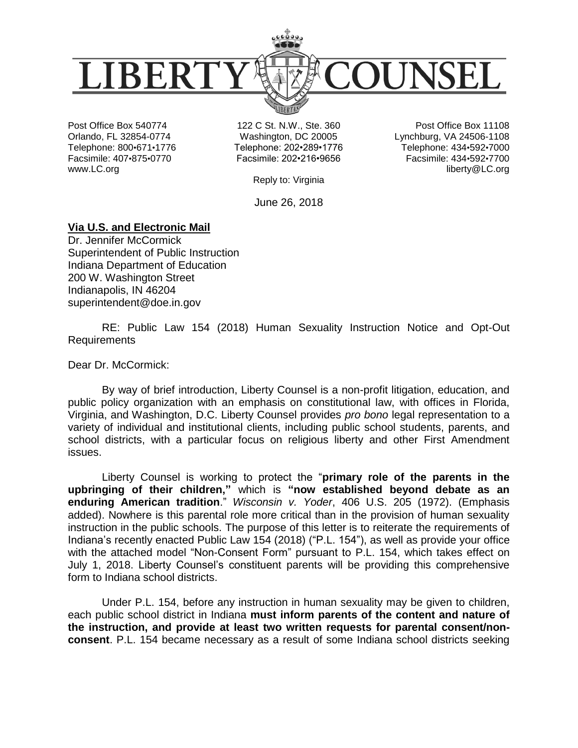# LIBERTY COUNSEL

Post Office Box 540774
Orlando, FL 32854-0774
Telephone: 800•671•1776
Facsimile: 407•875•0770
www.LC.org

122 C St. N.W., Ste. 360
Washington, DC 20005
Telephone: 202•289•1776
Facsimile: 202•216•9656

Post Office Box 11108
Lynchburg, VA 24506-1108
Telephone: 434•592•7000
Facsimile: 434•592•7700
liberty@LC.org

Reply to: Virginia

June 26, 2018

**Via U.S. and Electronic Mail**
Dr. Jennifer McCormick
Superintendent of Public Instruction
Indiana Department of Education
200 W. Washington Street
Indianapolis, IN 46204
superintendent@doe.in.gov

RE: Public Law 154 (2018) Human Sexuality Instruction Notice and Opt-Out Requirements

Dear Dr. McCormick:

By way of brief introduction, Liberty Counsel is a non-profit litigation, education, and public policy organization with an emphasis on constitutional law, with offices in Florida, Virginia, and Washington, D.C. Liberty Counsel provides *pro bono* legal representation to a variety of individual and institutional clients, including public school students, parents, and school districts, with a particular focus on religious liberty and other First Amendment issues.

Liberty Counsel is working to protect the "**primary role of the parents in the upbringing of their children,"** which is **"now established beyond debate as an enduring American tradition**." *Wisconsin v. Yoder*, 406 U.S. 205 (1972). (Emphasis added). Nowhere is this parental role more critical than in the provision of human sexuality instruction in the public schools. The purpose of this letter is to reiterate the requirements of Indiana's recently enacted Public Law 154 (2018) ("P.L. 154"), as well as provide your office with the attached model "Non-Consent Form" pursuant to P.L. 154, which takes effect on July 1, 2018. Liberty Counsel's constituent parents will be providing this comprehensive form to Indiana school districts.

Under P.L. 154, before any instruction in human sexuality may be given to children, each public school district in Indiana **must inform parents of the content and nature of the instruction, and provide at least two written requests for parental consent/non-consent**. P.L. 154 became necessary as a result of some Indiana school districts seeking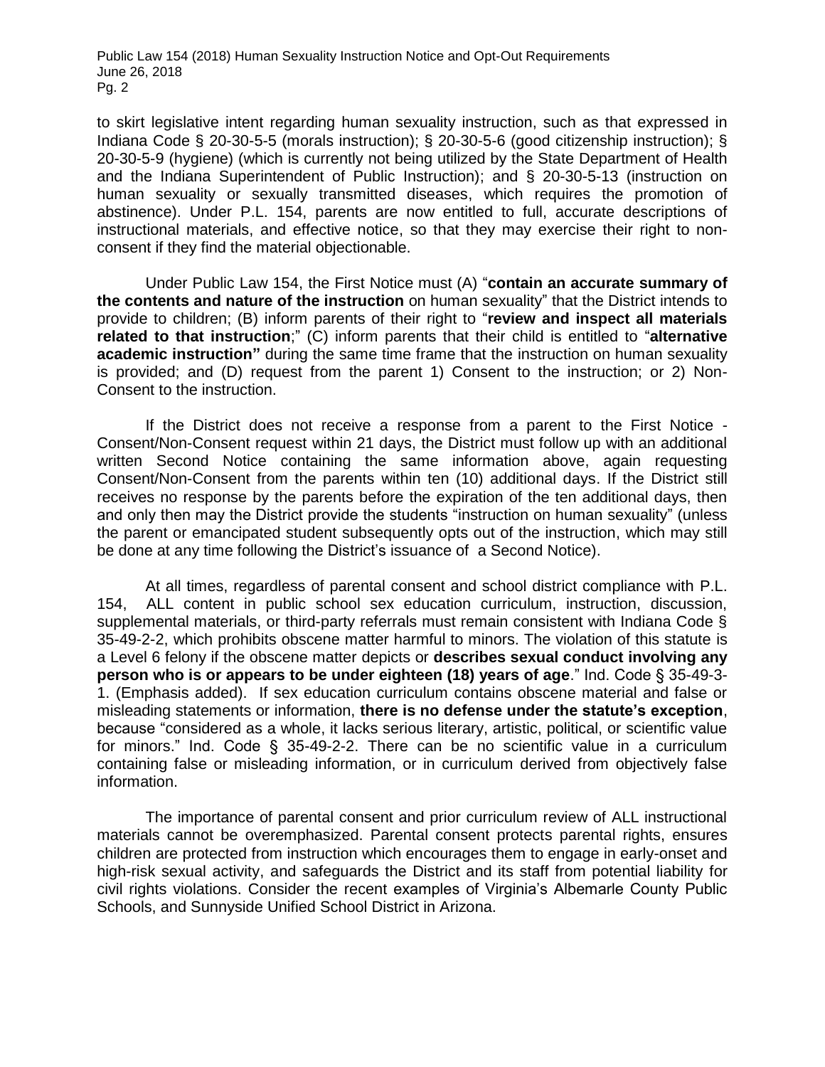to skirt legislative intent regarding human sexuality instruction, such as that expressed in Indiana Code § 20-30-5-5 (morals instruction); § 20-30-5-6 (good citizenship instruction); § 20-30-5-9 (hygiene) (which is currently not being utilized by the State Department of Health and the Indiana Superintendent of Public Instruction); and § 20-30-5-13 (instruction on human sexuality or sexually transmitted diseases, which requires the promotion of abstinence). Under P.L. 154, parents are now entitled to full, accurate descriptions of instructional materials, and effective notice, so that they may exercise their right to non-consent if they find the material objectionable.

Under Public Law 154, the First Notice must (A) "**contain an accurate summary of the contents and nature of the instruction** on human sexuality" that the District intends to provide to children; (B) inform parents of their right to "**review and inspect all materials related to that instruction**;" (C) inform parents that their child is entitled to "**alternative academic instruction"** during the same time frame that the instruction on human sexuality is provided; and (D) request from the parent 1) Consent to the instruction; or 2) Non-Consent to the instruction.

If the District does not receive a response from a parent to the First Notice - Consent/Non-Consent request within 21 days, the District must follow up with an additional written Second Notice containing the same information above, again requesting Consent/Non-Consent from the parents within ten (10) additional days. If the District still receives no response by the parents before the expiration of the ten additional days, then and only then may the District provide the students "instruction on human sexuality" (unless the parent or emancipated student subsequently opts out of the instruction, which may still be done at any time following the District's issuance of a Second Notice).

At all times, regardless of parental consent and school district compliance with P.L. 154, ALL content in public school sex education curriculum, instruction, discussion, supplemental materials, or third-party referrals must remain consistent with Indiana Code § 35-49-2-2, which prohibits obscene matter harmful to minors. The violation of this statute is a Level 6 felony if the obscene matter depicts or **describes sexual conduct involving any person who is or appears to be under eighteen (18) years of age**." Ind. Code § 35-49-3-1. (Emphasis added). If sex education curriculum contains obscene material and false or misleading statements or information, **there is no defense under the statute's exception**, because "considered as a whole, it lacks serious literary, artistic, political, or scientific value for minors." Ind. Code § 35-49-2-2. There can be no scientific value in a curriculum containing false or misleading information, or in curriculum derived from objectively false information.

The importance of parental consent and prior curriculum review of ALL instructional materials cannot be overemphasized. Parental consent protects parental rights, ensures children are protected from instruction which encourages them to engage in early-onset and high-risk sexual activity, and safeguards the District and its staff from potential liability for civil rights violations. Consider the recent examples of Virginia's Albemarle County Public Schools, and Sunnyside Unified School District in Arizona.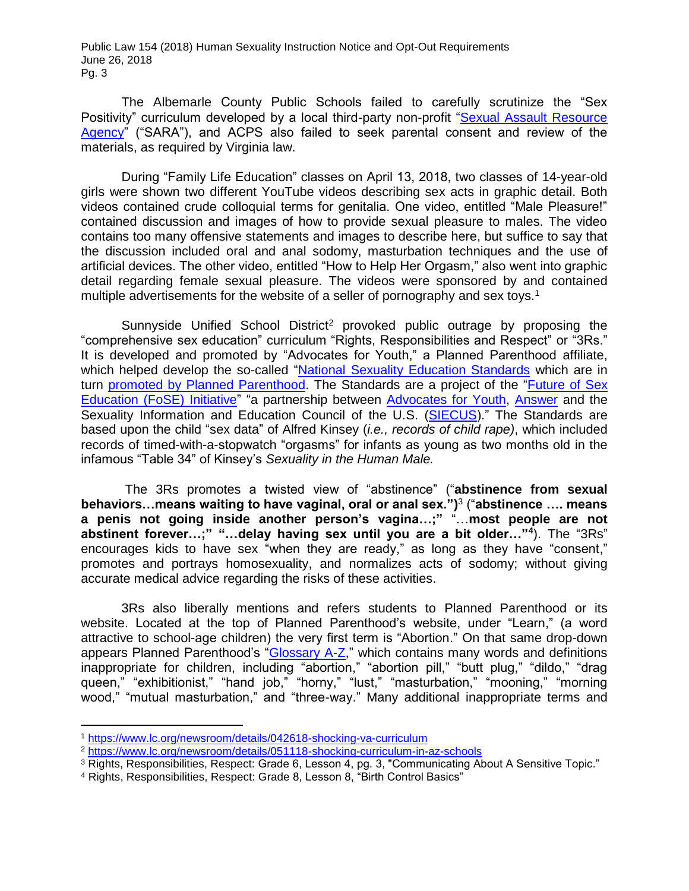The Albemarle County Public Schools failed to carefully scrutinize the "Sex Positivity" curriculum developed by a local third-party non-profit "Sexual Assault Resource Agency" ("SARA"), and ACPS also failed to seek parental consent and review of the materials, as required by Virginia law.

During "Family Life Education" classes on April 13, 2018, two classes of 14-year-old girls were shown two different YouTube videos describing sex acts in graphic detail. Both videos contained crude colloquial terms for genitalia. One video, entitled "Male Pleasure!" contained discussion and images of how to provide sexual pleasure to males. The video contains too many offensive statements and images to describe here, but suffice to say that the discussion included oral and anal sodomy, masturbation techniques and the use of artificial devices. The other video, entitled "How to Help Her Orgasm," also went into graphic detail regarding female sexual pleasure. The videos were sponsored by and contained multiple advertisements for the website of a seller of pornography and sex toys.[1]

Sunnyside Unified School District[2] provoked public outrage by proposing the "comprehensive sex education" curriculum "Rights, Responsibilities and Respect" or "3Rs." It is developed and promoted by "Advocates for Youth," a Planned Parenthood affiliate, which helped develop the so-called "National Sexuality Education Standards" which are in turn promoted by Planned Parenthood. The Standards are a project of the "Future of Sex Education (FoSE) Initiative" "a partnership between Advocates for Youth, Answer and the Sexuality Information and Education Council of the U.S. (SIECUS)." The Standards are based upon the child "sex data" of Alfred Kinsey (*i.e., records of child rape)*, which included records of timed-with-a-stopwatch "orgasms" for infants as young as two months old in the infamous "Table 34" of Kinsey's *Sexuality in the Human Male.*

The 3Rs promotes a twisted view of "abstinence" ("**abstinence from sexual behaviors…means waiting to have vaginal, oral or anal sex.")**[3] ("**abstinence …. means a penis not going inside another person's vagina…;"** "…**most people are not abstinent forever…;" "…delay having sex until you are a bit older…"**[4]). The "3Rs" encourages kids to have sex "when they are ready," as long as they have "consent," promotes and portrays homosexuality, and normalizes acts of sodomy; without giving accurate medical advice regarding the risks of these activities.

3Rs also liberally mentions and refers students to Planned Parenthood or its website. Located at the top of Planned Parenthood's website, under "Learn," (a word attractive to school-age children) the very first term is "Abortion." On that same drop-down appears Planned Parenthood's "Glossary A-Z," which contains many words and definitions inappropriate for children, including "abortion," "abortion pill," "butt plug," "dildo," "drag queen," "exhibitionist," "hand job," "horny," "lust," "masturbation," "mooning," "morning wood," "mutual masturbation," and "three-way." Many additional inappropriate terms and

---

[1] https://www.lc.org/newsroom/details/042618-shocking-va-curriculum

[2] https://www.lc.org/newsroom/details/051118-shocking-curriculum-in-az-schools

[3] Rights, Responsibilities, Respect: Grade 6, Lesson 4, pg. 3, "Communicating About A Sensitive Topic."

[4] Rights, Responsibilities, Respect: Grade 8, Lesson 8, "Birth Control Basics"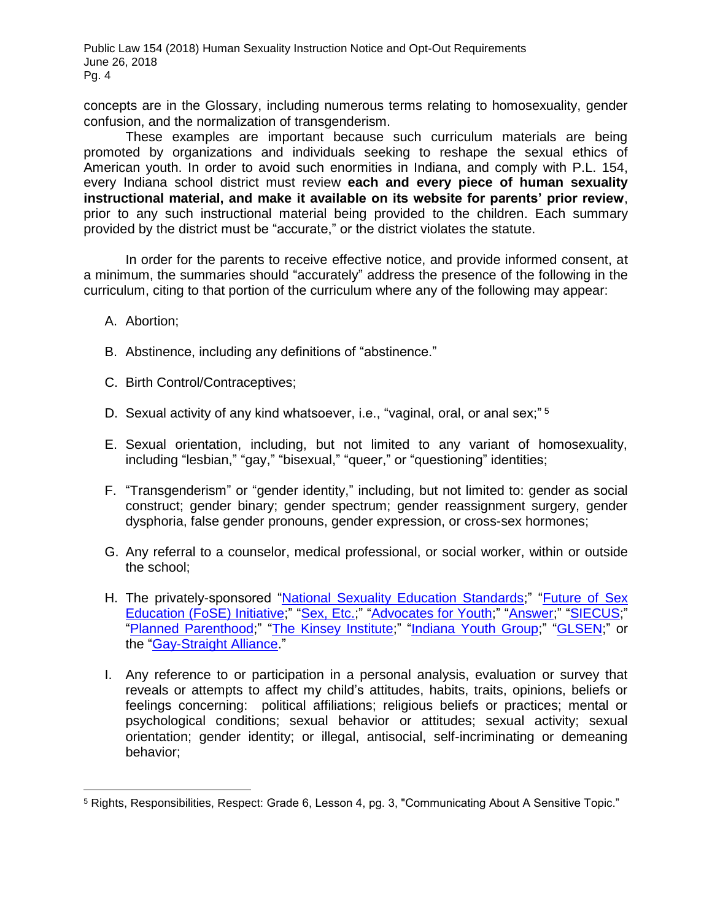concepts are in the Glossary, including numerous terms relating to homosexuality, gender confusion, and the normalization of transgenderism.

These examples are important because such curriculum materials are being promoted by organizations and individuals seeking to reshape the sexual ethics of American youth. In order to avoid such enormities in Indiana, and comply with P.L. 154, every Indiana school district must review **each and every piece of human sexuality instructional material, and make it available on its website for parents' prior review**, prior to any such instructional material being provided to the children. Each summary provided by the district must be "accurate," or the district violates the statute.

In order for the parents to receive effective notice, and provide informed consent, at a minimum, the summaries should "accurately" address the presence of the following in the curriculum, citing to that portion of the curriculum where any of the following may appear:

A. Abortion;

B. Abstinence, including any definitions of "abstinence."

C. Birth Control/Contraceptives;

D. Sexual activity of any kind whatsoever, i.e., "vaginal, oral, or anal sex;" [5]

E. Sexual orientation, including, but not limited to any variant of homosexuality, including "lesbian," "gay," "bisexual," "queer," or "questioning" identities;

F. "Transgenderism" or "gender identity," including, but not limited to: gender as social construct; gender binary; gender spectrum; gender reassignment surgery, gender dysphoria, false gender pronouns, gender expression, or cross-sex hormones;

G. Any referral to a counselor, medical professional, or social worker, within or outside the school;

H. The privately-sponsored "National Sexuality Education Standards;" "Future of Sex Education (FoSE) Initiative;" "Sex, Etc.;" "Advocates for Youth;" "Answer;" "SIECUS;" "Planned Parenthood;" "The Kinsey Institute;" "Indiana Youth Group;" "GLSEN;" or the "Gay-Straight Alliance."

I. Any reference to or participation in a personal analysis, evaluation or survey that reveals or attempts to affect my child's attitudes, habits, traits, opinions, beliefs or feelings concerning: political affiliations; religious beliefs or practices; mental or psychological conditions; sexual behavior or attitudes; sexual activity; sexual orientation; gender identity; or illegal, antisocial, self-incriminating or demeaning behavior;

---

[5] Rights, Responsibilities, Respect: Grade 6, Lesson 4, pg. 3, "Communicating About A Sensitive Topic."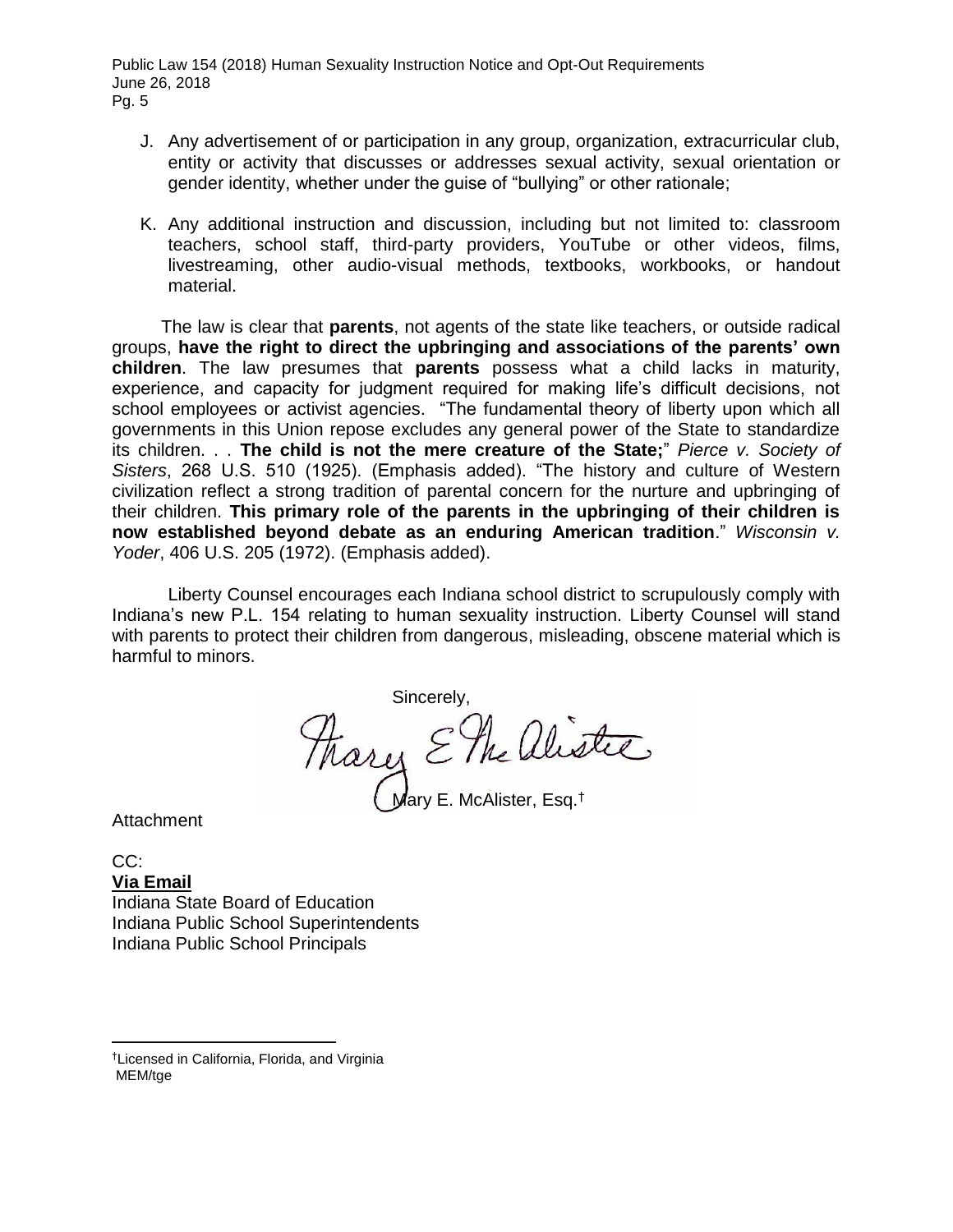J. Any advertisement of or participation in any group, organization, extracurricular club, entity or activity that discusses or addresses sexual activity, sexual orientation or gender identity, whether under the guise of "bullying" or other rationale;

K. Any additional instruction and discussion, including but not limited to: classroom teachers, school staff, third-party providers, YouTube or other videos, films, livestreaming, other audio-visual methods, textbooks, workbooks, or handout material.

The law is clear that **parents**, not agents of the state like teachers, or outside radical groups, **have the right to direct the upbringing and associations of the parents' own children**. The law presumes that **parents** possess what a child lacks in maturity, experience, and capacity for judgment required for making life's difficult decisions, not school employees or activist agencies. "The fundamental theory of liberty upon which all governments in this Union repose excludes any general power of the State to standardize its children. . . **The child is not the mere creature of the State;**" *Pierce v. Society of Sisters*, 268 U.S. 510 (1925). (Emphasis added). "The history and culture of Western civilization reflect a strong tradition of parental concern for the nurture and upbringing of their children. **This primary role of the parents in the upbringing of their children is now established beyond debate as an enduring American tradition**." *Wisconsin v. Yoder*, 406 U.S. 205 (1972). (Emphasis added).

Liberty Counsel encourages each Indiana school district to scrupulously comply with Indiana's new P.L. 154 relating to human sexuality instruction. Liberty Counsel will stand with parents to protect their children from dangerous, misleading, obscene material which is harmful to minors.

Sincerely,

Mary E. McAlister, Esq.†

Attachment

CC:
**Via Email**
Indiana State Board of Education
Indiana Public School Superintendents
Indiana Public School Principals

†Licensed in California, Florida, and Virginia
MEM/tge